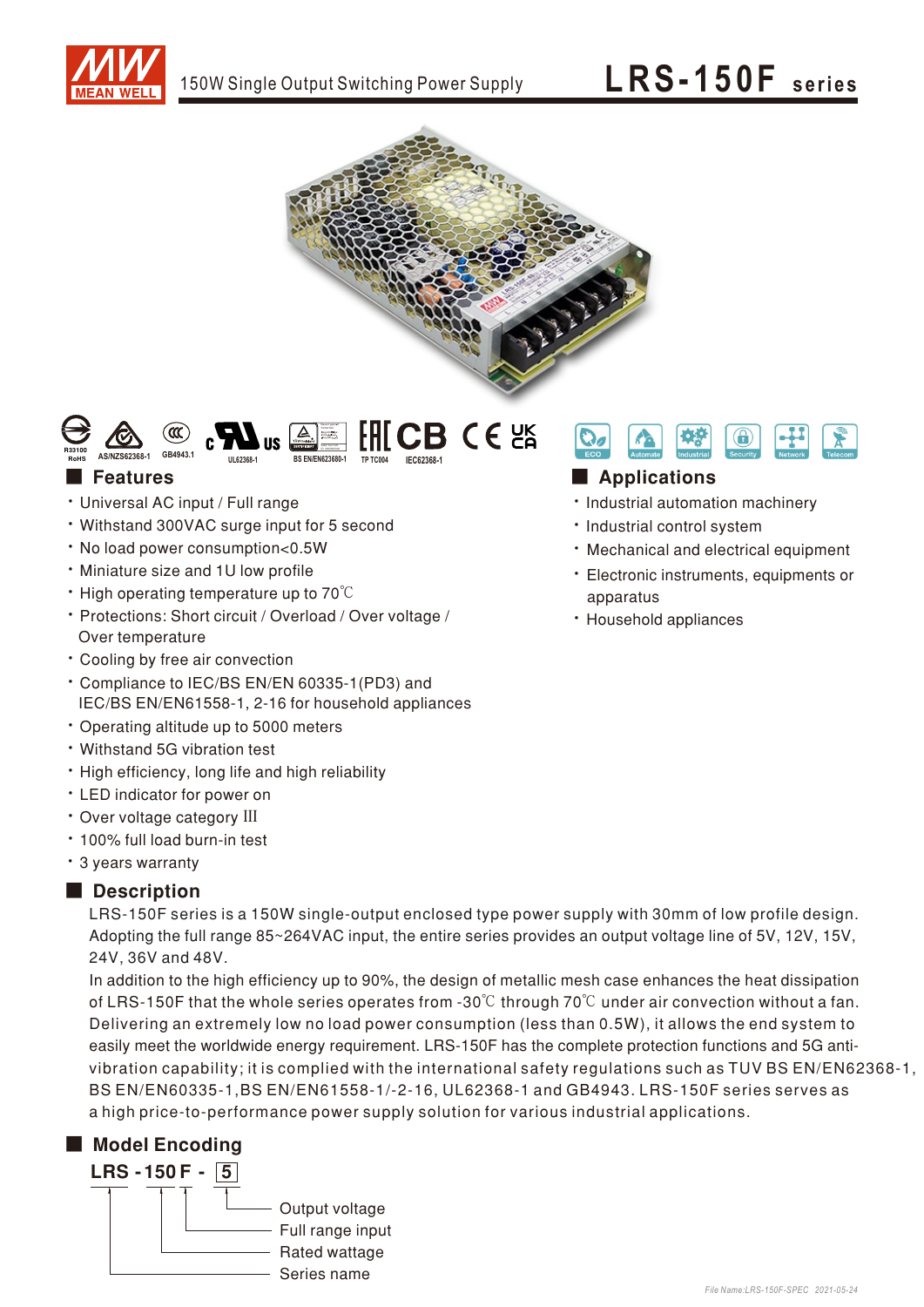# LRS-150F series

150W Single Output Switching Power Supply

## Features

- Universal AC input / Full range
- Withstand 300VAC surge input for 5 second
- No load power consumption<0.5W
- Miniature size and 1U low profile
- High operating temperature up to 70℃
- Protections: Short circuit / Overload / Over voltage / Over temperature
- Cooling by free air convection
- Compliance to IEC/BS EN/EN 60335-1(PD3) and IEC/BS EN/EN61558-1, 2-16 for household appliances
- Operating altitude up to 5000 meters
- Withstand 5G vibration test
- High efficiency, long life and high reliability
- LED indicator for power on
- Over voltage category III
- 100% full load burn-in test
- 3 years warranty

## Applications

- Industrial automation machinery
- Industrial control system
- Mechanical and electrical equipment
- Electronic instruments, equipments or apparatus
- Household appliances

## Description

LRS-150F series is a 150W single-output enclosed type power supply with 30mm of low profile design. Adopting the full range 85~264VAC input, the entire series provides an output voltage line of 5V, 12V, 15V, 24V, 36V and 48V.

In addition to the high efficiency up to 90%, the design of metallic mesh case enhances the heat dissipation of LRS-150F that the whole series operates from -30℃ through 70℃ under air convection without a fan. Delivering an extremely low no load power consumption (less than 0.5W), it allows the end system to easily meet the worldwide energy requirement. LRS-150F has the complete protection functions and 5G anti-vibration capability; it is complied with the international safety regulations such as TUV BS EN/EN62368-1, BS EN/EN60335-1,BS EN/EN61558-1/-2-16, UL62368-1 and GB4943. LRS-150F series serves as a high price-to-performance power supply solution for various industrial applications.

## Model Encoding

**LRS - 150 F - 5**

- 5: Output voltage
- F: Full range input
- 150: Rated wattage
- LRS: Series name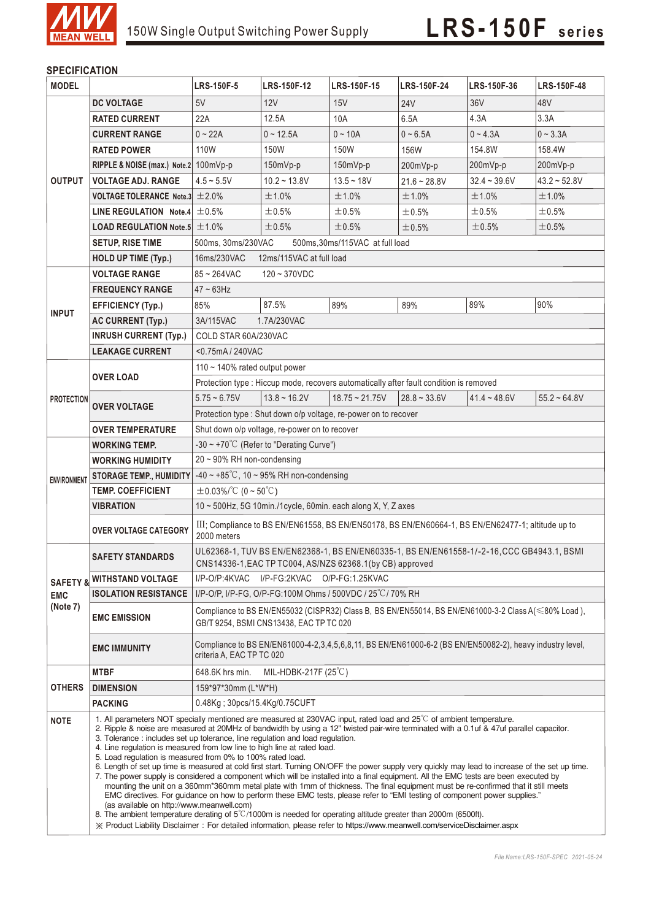## SPECIFICATION

| MODEL | | LRS-150F-5 | LRS-150F-12 | LRS-150F-15 | LRS-150F-24 | LRS-150F-36 | LRS-150F-48 |
|---|---|---|---|---|---|---|---|
| OUTPUT | DC VOLTAGE | 5V | 12V | 15V | 24V | 36V | 48V |
| | RATED CURRENT | 22A | 12.5A | 10A | 6.5A | 4.3A | 3.3A |
| | CURRENT RANGE | 0 ~ 22A | 0 ~ 12.5A | 0 ~ 10A | 0 ~ 6.5A | 0 ~ 4.3A | 0 ~ 3.3A |
| | RATED POWER | 110W | 150W | 150W | 156W | 154.8W | 158.4W |
| | RIPPLE & NOISE (max.) Note.2 | 100mVp-p | 150mVp-p | 150mVp-p | 200mVp-p | 200mVp-p | 200mVp-p |
| | VOLTAGE ADJ. RANGE | 4.5 ~ 5.5V | 10.2 ~ 13.8V | 13.5 ~ 18V | 21.6 ~ 28.8V | 32.4 ~ 39.6V | 43.2 ~ 52.8V |
| | VOLTAGE TOLERANCE Note.3 | ±2.0% | ±1.0% | ±1.0% | ±1.0% | ±1.0% | ±1.0% |
| | LINE REGULATION Note.4 | ±0.5% | ±0.5% | ±0.5% | ±0.5% | ±0.5% | ±0.5% |
| | LOAD REGULATION Note.5 | ±1.0% | ±0.5% | ±0.5% | ±0.5% | ±0.5% | ±0.5% |
| | SETUP, RISE TIME | 500ms, 30ms/230VAC 500ms,30ms/115VAC at full load | | | | | |
| | HOLD UP TIME (Typ.) | 16ms/230VAC 12ms/115VAC at full load | | | | | |
| INPUT | VOLTAGE RANGE | 85 ~ 264VAC 120 ~ 370VDC | | | | | |
| | FREQUENCY RANGE | 47 ~ 63Hz | | | | | |
| | EFFICIENCY (Typ.) | 85% | 87.5% | 89% | 89% | 89% | 90% |
| | AC CURRENT (Typ.) | 3A/115VAC 1.7A/230VAC | | | | | |
| | INRUSH CURRENT (Typ.) | COLD STAR 60A/230VAC | | | | | |
| | LEAKAGE CURRENT | <0.75mA / 240VAC | | | | | |
| PROTECTION | OVER LOAD | 110 ~ 140% rated output power | | | | | |
| | | Protection type : Hiccup mode, recovers automatically after fault condition is removed | | | | | |
| | OVER VOLTAGE | 5.75 ~ 6.75V | 13.8 ~ 16.2V | 18.75 ~ 21.75V | 28.8 ~ 33.6V | 41.4 ~ 48.6V | 55.2 ~ 64.8V |
| | | Protection type : Shut down o/p voltage, re-power on to recover | | | | | |
| | OVER TEMPERATURE | Shut down o/p voltage, re-power on to recover | | | | | |
| ENVIRONMENT | WORKING TEMP. | -30 ~ +70℃ (Refer to "Derating Curve") | | | | | |
| | WORKING HUMIDITY | 20 ~ 90% RH non-condensing | | | | | |
| | STORAGE TEMP., HUMIDITY | -40 ~ +85℃, 10 ~ 95% RH non-condensing | | | | | |
| | TEMP. COEFFICIENT | ±0.03%/℃ (0 ~ 50℃) | | | | | |
| | VIBRATION | 10 ~ 500Hz, 5G 10min./1cycle, 60min. each along X, Y, Z axes | | | | | |
| | OVER VOLTAGE CATEGORY | III; Compliance to BS EN/EN61558, BS EN/EN50178, BS EN/EN60664-1, BS EN/EN62477-1; altitude up to 2000 meters | | | | | |
| SAFETY & EMC (Note 7) | SAFETY STANDARDS | UL62368-1, TUV BS EN/EN62368-1, BS EN/EN60335-1, BS EN/EN61558-1/-2-16,CCC GB4943.1, BSMI CNS14336-1,EAC TP TC004, AS/NZS 62368.1(by CB) approved | | | | | |
| | WITHSTAND VOLTAGE | I/P-O/P:4KVAC I/P-FG:2KVAC O/P-FG:1.25KVAC | | | | | |
| | ISOLATION RESISTANCE | I/P-O/P, I/P-FG, O/P-FG:100M Ohms / 500VDC / 25℃/ 70% RH | | | | | |
| | EMC EMISSION | Compliance to BS EN/EN55032 (CISPR32) Class B, BS EN/EN55014, BS EN/EN61000-3-2 Class A(≤80% Load ), GB/T 9254, BSMI CNS13438, EAC TP TC 020 | | | | | |
| | EMC IMMUNITY | Compliance to BS EN/EN61000-4-2,3,4,5,6,8,11, BS EN/EN61000-6-2 (BS EN/EN50082-2), heavy industry level, criteria A, EAC TP TC 020 | | | | | |
| OTHERS | MTBF | 648.6K hrs min. MIL-HDBK-217F (25℃) | | | | | |
| | DIMENSION | 159*97*30mm (L*W*H) | | | | | |
| | PACKING | 0.48Kg ; 30pcs/15.4Kg/0.75CUFT | | | | | |

**NOTE**

1. All parameters NOT specially mentioned are measured at 230VAC input, rated load and 25℃ of ambient temperature.
2. Ripple & noise are measured at 20MHz of bandwidth by using a 12" twisted pair-wire terminated with a 0.1uf & 47uf parallel capacitor.
3. Tolerance : includes set up tolerance, line regulation and load regulation.
4. Line regulation is measured from low line to high line at rated load.
5. Load regulation is measured from 0% to 100% rated load.
6. Length of set up time is measured at cold first start. Turning ON/OFF the power supply very quickly may lead to increase of the set up time.
7. The power supply is considered a component which will be installed into a final equipment. All the EMC tests are been executed by mounting the unit on a 360mm*360mm metal plate with 1mm of thickness. The final equipment must be re-confirmed that it still meets EMC directives. For guidance on how to perform these EMC tests, please refer to "EMI testing of component power supplies." (as available on http://www.meanwell.com)
8. The ambient temperature derating of 5℃/1000m is needed for operating altitude greater than 2000m (6500ft).

※ Product Liability Disclaimer : For detailed information, please refer to https://www.meanwell.com/serviceDisclaimer.aspx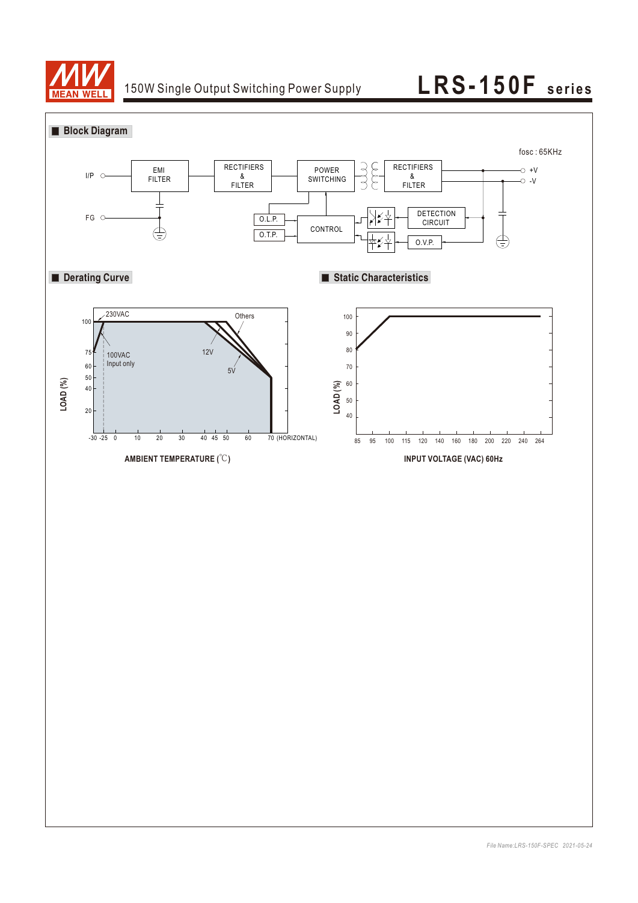## Block Diagram

fosc : 65KHz

I/P — EMI FILTER — RECTIFIERS & FILTER — POWER SWITCHING — RECTIFIERS & FILTER — +V / -V

FG

O.L.P.

O.T.P.

CONTROL

DETECTION CIRCUIT

O.V.P.

## Derating Curve

LOAD (%)

230VAC

100VAC Input only

Others

12V

5V

100, 75, 60, 50, 40, 20

-30 -25 0 10 20 30 40 45 50 60 70 (HORIZONTAL)

AMBIENT TEMPERATURE (℃)

## Static Characteristics

LOAD (%)

100, 90, 80, 70, 60, 50, 40

85 95 100 115 120 140 160 180 200 220 240 264

INPUT VOLTAGE (VAC) 60Hz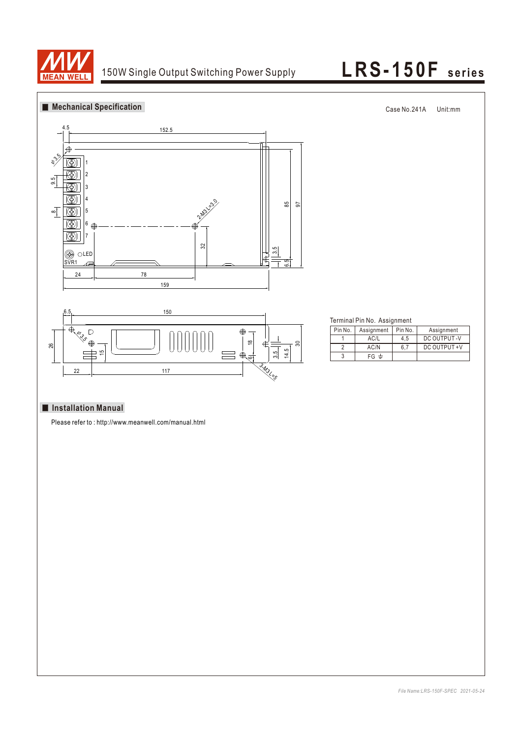## Mechanical Specification

Case No.241A Unit:mm

4.5
152.5
ϕ3.5
1
2
9.5
3
4
8
5
2-M3 L=3.0
85
97
6
7
32
3.5
LED
SVR1
6.5
24
78
159

6.5
150
ϕ3.5
26
15
18
30
3.5
14.5
6
3-M3 L=5
22
117

Terminal Pin No. Assignment

| Pin No. | Assignment | Pin No. | Assignment |
|---|---|---|---|
| 1 | AC/L | 4,5 | DC OUTPUT -V |
| 2 | AC/N | 6,7 | DC OUTPUT +V |
| 3 | FG ⏚ | | |

## Installation Manual

Please refer to : http://www.meanwell.com/manual.html